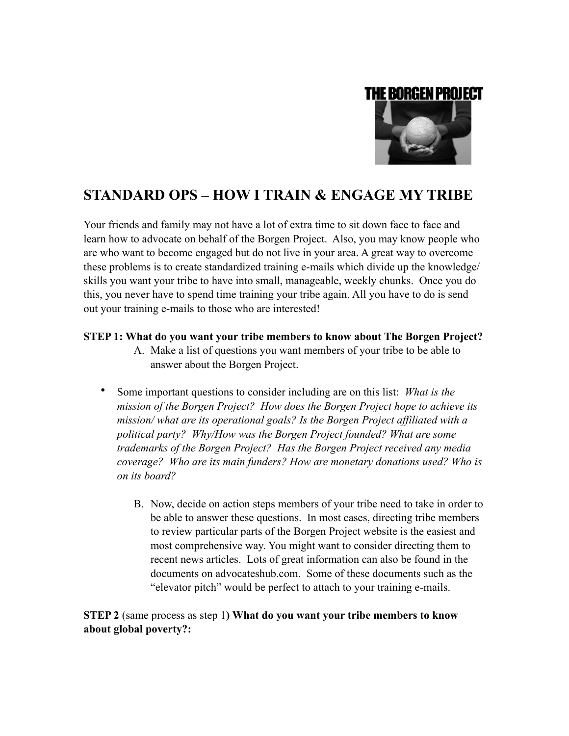THE BORGEN PROJECT

# STANDARD OPS – HOW I TRAIN & ENGAGE MY TRIBE

Your friends and family may not have a lot of extra time to sit down face to face and learn how to advocate on behalf of the Borgen Project. Also, you may know people who are who want to become engaged but do not live in your area. A great way to overcome these problems is to create standardized training e-mails which divide up the knowledge/ skills you want your tribe to have into small, manageable, weekly chunks. Once you do this, you never have to spend time training your tribe again. All you have to do is send out your training e-mails to those who are interested!

**STEP 1: What do you want your tribe members to know about The Borgen Project?**

A. Make a list of questions you want members of your tribe to be able to answer about the Borgen Project.

- Some important questions to consider including are on this list: *What is the mission of the Borgen Project? How does the Borgen Project hope to achieve its mission/ what are its operational goals? Is the Borgen Project affiliated with a political party? Why/How was the Borgen Project founded? What are some trademarks of the Borgen Project? Has the Borgen Project received any media coverage? Who are its main funders? How are monetary donations used? Who is on its board?*

B. Now, decide on action steps members of your tribe need to take in order to be able to answer these questions. In most cases, directing tribe members to review particular parts of the Borgen Project website is the easiest and most comprehensive way. You might want to consider directing them to recent news articles. Lots of great information can also be found in the documents on advocateshub.com. Some of these documents such as the "elevator pitch" would be perfect to attach to your training e-mails.

**STEP 2** (same process as step 1**) What do you want your tribe members to know about global poverty?:**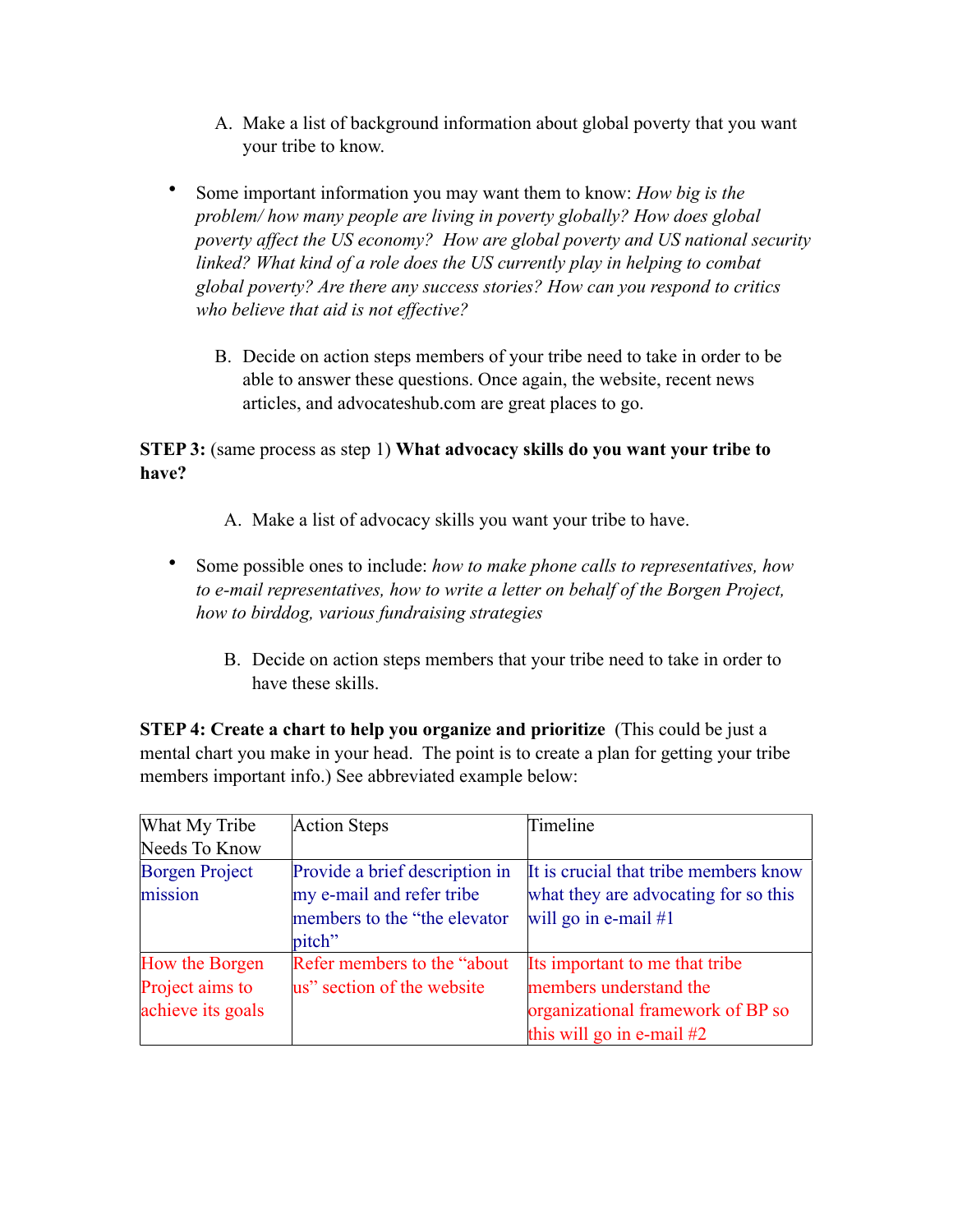A. Make a list of background information about global poverty that you want your tribe to know.

- Some important information you may want them to know: *How big is the problem/ how many people are living in poverty globally? How does global poverty affect the US economy? How are global poverty and US national security linked? What kind of a role does the US currently play in helping to combat global poverty? Are there any success stories? How can you respond to critics who believe that aid is not effective?*

B. Decide on action steps members of your tribe need to take in order to be able to answer these questions. Once again, the website, recent news articles, and advocateshub.com are great places to go.

**STEP 3:** (same process as step 1) **What advocacy skills do you want your tribe to have?**

A. Make a list of advocacy skills you want your tribe to have.

- Some possible ones to include: *how to make phone calls to representatives, how to e-mail representatives, how to write a letter on behalf of the Borgen Project, how to birddog, various fundraising strategies*

B. Decide on action steps members that your tribe need to take in order to have these skills.

**STEP 4: Create a chart to help you organize and prioritize** (This could be just a mental chart you make in your head. The point is to create a plan for getting your tribe members important info.) See abbreviated example below:

| What My Tribe Needs To Know | Action Steps | Timeline |
|---|---|---|
| Borgen Project mission | Provide a brief description in my e-mail and refer tribe members to the "the elevator pitch" | It is crucial that tribe members know what they are advocating for so this will go in e-mail #1 |
| How the Borgen Project aims to achieve its goals | Refer members to the "about us" section of the website | Its important to me that tribe members understand the organizational framework of BP so this will go in e-mail #2 |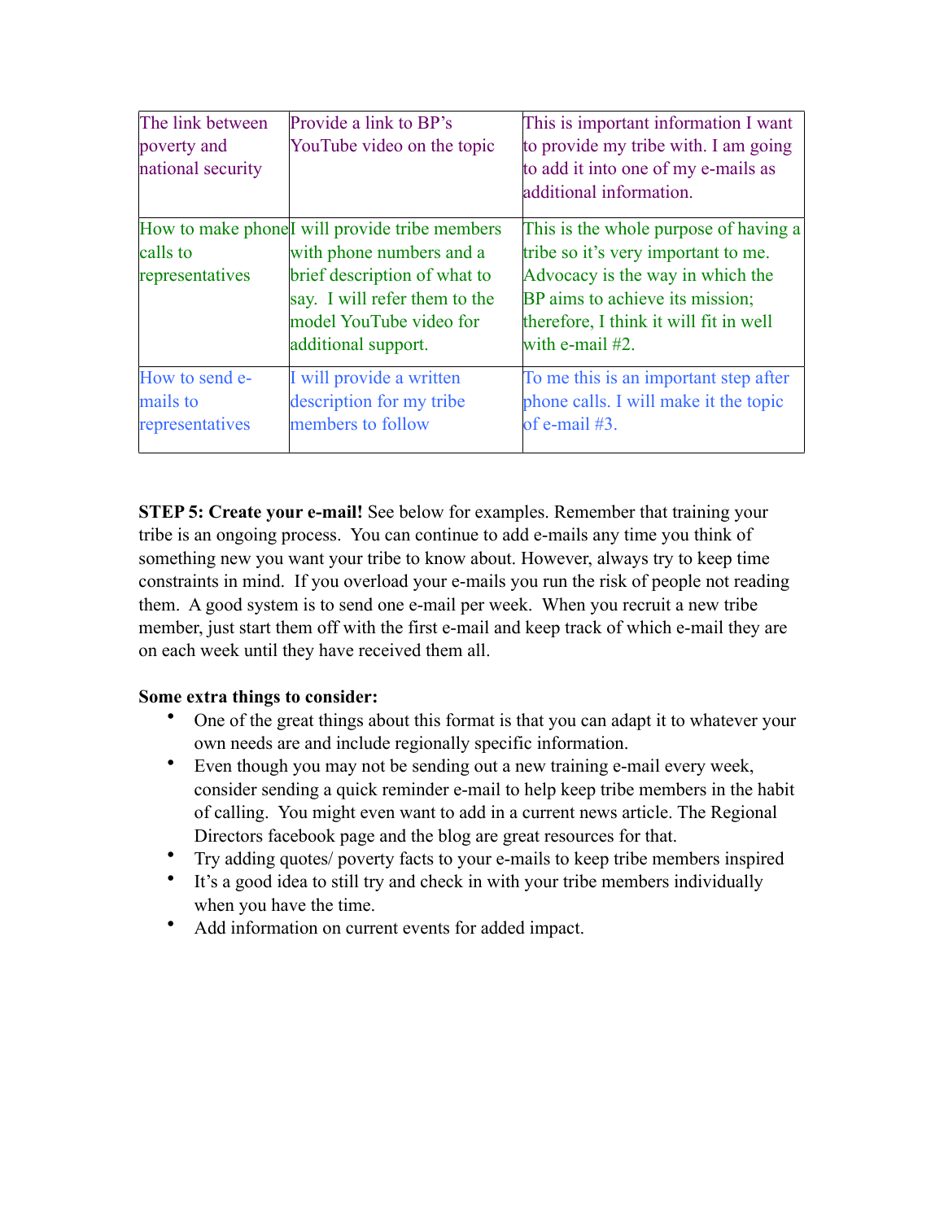| The link between poverty and national security | Provide a link to BP's YouTube video on the topic | This is important information I want to provide my tribe with. I am going to add it into one of my e-mails as additional information. |
|---|---|---|
| How to make phone calls to representatives | I will provide tribe members with phone numbers and a brief description of what to say. I will refer them to the model YouTube video for additional support. | This is the whole purpose of having a tribe so it's very important to me. Advocacy is the way in which the BP aims to achieve its mission; therefore, I think it will fit in well with e-mail #2. |
| How to send e-mails to representatives | I will provide a written description for my tribe members to follow | To me this is an important step after phone calls. I will make it the topic of e-mail #3. |

**STEP 5: Create your e-mail!** See below for examples. Remember that training your tribe is an ongoing process. You can continue to add e-mails any time you think of something new you want your tribe to know about. However, always try to keep time constraints in mind. If you overload your e-mails you run the risk of people not reading them. A good system is to send one e-mail per week. When you recruit a new tribe member, just start them off with the first e-mail and keep track of which e-mail they are on each week until they have received them all.

**Some extra things to consider:**

- One of the great things about this format is that you can adapt it to whatever your own needs are and include regionally specific information.
- Even though you may not be sending out a new training e-mail every week, consider sending a quick reminder e-mail to help keep tribe members in the habit of calling. You might even want to add in a current news article. The Regional Directors facebook page and the blog are great resources for that.
- Try adding quotes/ poverty facts to your e-mails to keep tribe members inspired
- It's a good idea to still try and check in with your tribe members individually when you have the time.
- Add information on current events for added impact.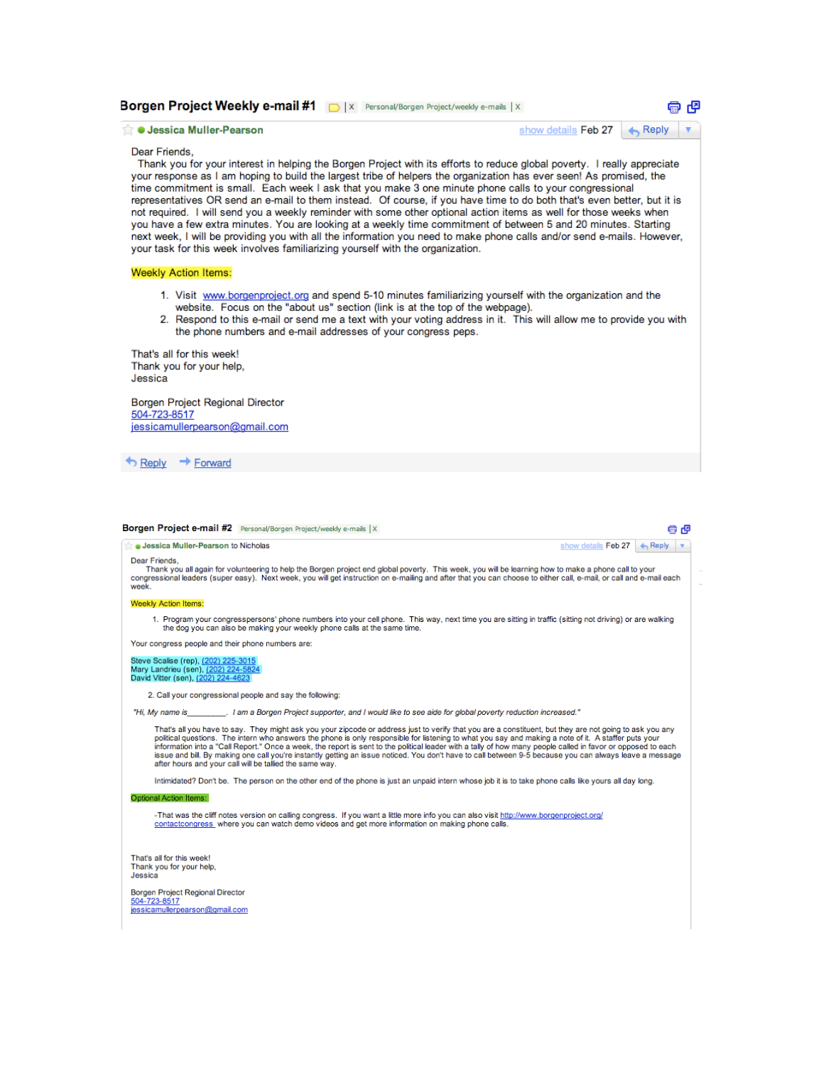## Borgen Project Weekly e-mail #1

Personal/Borgen Project/weekly e-mails

**Jessica Muller-Pearson** show details Feb 27 Reply

Dear Friends,

Thank you for your interest in helping the Borgen Project with its efforts to reduce global poverty. I really appreciate your response as I am hoping to build the largest tribe of helpers the organization has ever seen! As promised, the time commitment is small. Each week I ask that you make 3 one minute phone calls to your congressional representatives OR send an e-mail to them instead. Of course, if you have time to do both that's even better, but it is not required. I will send you a weekly reminder with some other optional action items as well for those weeks when you have a few extra minutes. You are looking at a weekly time commitment of between 5 and 20 minutes. Starting next week, I will be providing you with all the information you need to make phone calls and/or send e-mails. However, your task for this week involves familiarizing yourself with the organization.

Weekly Action Items:

1. Visit www.borgenproject.org and spend 5-10 minutes familiarizing yourself with the organization and the website. Focus on the "about us" section (link is at the top of the webpage).
2. Respond to this e-mail or send me a text with your voting address in it. This will allow me to provide you with the phone numbers and e-mail addresses of your congress peps.

That's all for this week!
Thank you for your help,
Jessica

Borgen Project Regional Director
504-723-8517
jessicamullerpearson@gmail.com

Reply Forward

## Borgen Project e-mail #2

Personal/Borgen Project/weekly e-mails

**Jessica Muller-Pearson** to Nicholas show details Feb 27 Reply

Dear Friends,

Thank you all again for volunteering to help the Borgen project end global poverty. This week, you will be learning how to make a phone call to your congressional leaders (super easy). Next week, you will get instruction on e-mailing and after that you can choose to either call, e-mail, or call and e-mail each week.

Weekly Action Items:

1. Program your congresspersons' phone numbers into your cell phone. This way, next time you are sitting in traffic (sitting not driving) or are walking the dog you can also be making your weekly phone calls at the same time.

Your congress people and their phone numbers are:

Steve Scalise (rep), (202) 225-3015
Mary Landrieu (sen), (202) 224-5824
David Vitter (sen), (202) 224-4623

2. Call your congressional people and say the following:

"Hi, My name is_________. *I am a Borgen Project supporter, and I would like to see aide for global poverty reduction increased."*

That's all you have to say. They might ask you your zipcode or address just to verify that you are a constituent, but they are not going to ask you any political questions. The intern who answers the phone is only responsible for listening to what you say and making a note of it. A staffer puts your information into a "Call Report." Once a week, the report is sent to the political leader with a tally of how many people called in favor or opposed to each issue and bill. By making one call you're instantly getting an issue noticed. You don't have to call between 9-5 because you can always leave a message after hours and your call will be tallied the same way.

Intimidated? Don't be. The person on the other end of the phone is just an unpaid intern whose job it is to take phone calls like yours all day long.

Optional Action Items:

-That was the cliff notes version on calling congress. If you want a little more info you can also visit http://www.borgenproject.org/contactcongress where you can watch demo videos and get more information on making phone calls.

That's all for this week!
Thank you for your help,
Jessica

Borgen Project Regional Director
504-723-8517
jessicamullerpearson@gmail.com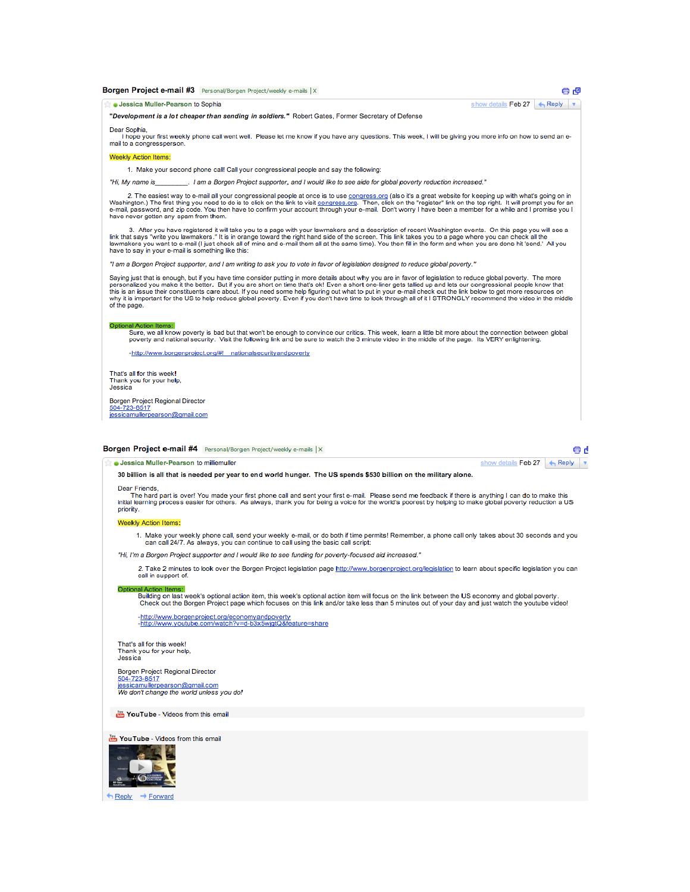## Borgen Project e-mail #3

Personal/Borgen Project/weekly e-mails

**Jessica Muller-Pearson** to Sophia — show details Feb 27 — Reply

***"Development is a lot cheaper than sending in soldiers."*** Robert Gates, Former Secretary of Defense

Dear Sophia,

I hope your first weekly phone call went well. Please let me know if you have any questions. This week, I will be giving you more info on how to send an e-mail to a congressperson.

Weekly Action Items:

1. Make your second phone call! Call your congressional people and say the following:

*"Hi, My name is\_\_\_\_\_\_\_\_\_. I am a Borgen Project supporter, and I would like to see aide for global poverty reduction increased."*

2. The easiest way to e-mail all your congressional people at once is to use congress.org (also it's a great website for keeping up with what's going on in Washington.) The first thing you need to do is to click on the link to visit congress.org. Then, click on the "register" link on the top right. It will prompt you for an e-mail, password, and zip code. You then have to confirm your account through your e-mail. Don't worry I have been a member for a while and I promise you I have never gotten any spam from them.

3. After you have registered it will take you to a page with your lawmakers and a description of recent Washington events. On this page you will see a link that says "write you lawmakers." It is in orange toward the right hand side of the screen. This link takes you to a page where you can check all the lawmakers you want to e-mail (I just check all of mine and e-mail them all at the same time). You then fill in the form and when you are done hit 'send.' All you have to say in your e-mail is something like this:

*"I am a Borgen Project supporter, and I am writing to ask you to vote in favor of legislation designed to reduce global poverty."*

Saying just that is enough, but if you have time consider putting in more details about why you are in favor of legislation to reduce global poverty. The more personalized you make it the better. But if you are short on time that's ok! Even a short one-liner gets tallied up and lets our congressional people know that this is an issue their constituents care about. If you need some help figuring out what to put in your e-mail check out the link below to get more resources on why it is important for the US to help reduce global poverty. Even if you don't have time to look through all of it I STRONGLY recommend the video in the middle of the page.

Optional Action Items:

Sure, we all know poverty is bad but that won't be enough to convince our critics. This week, learn a little bit more about the connection between global poverty and national security. Visit the following link and be sure to watch the 3 minute video in the middle of the page. Its VERY enlightening.

-http://www.borgenproject.org/#!__nationalsecurityandpoverty

That's all for this week!
Thank you for your help,
Jessica

Borgen Project Regional Director
504-723-8517
jessicamullerpearson@gmail.com

## Borgen Project e-mail #4

Personal/Borgen Project/weekly e-mails

**Jessica Muller-Pearson** to milliemuller — show details Feb 27 — Reply

**30 billion is all that is needed per year to end world hunger. The US spends $530 billion on the military alone.**

Dear Friends,

The hard part is over! You made your first phone call and sent your first e-mail. Please send me feedback if there is anything I can do to make this initial learning process easier for others. As always, thank you for being a voice for the world's poorest by helping to make global poverty reduction a US priority.

Weekly Action Items:

1. Make your weekly phone call, send your weekly e-mail, or do both if time permits! Remember, a phone call only takes about 30 seconds and you can call 24/7. As always, you can continue to call using the basic call script:

*"Hi, I'm a Borgen Project supporter and I would like to see funding for poverty-focused aid increased."*

2. Take 2 minutes to look over the Borgen Project legislation page http://www.borgenproject.org/legislation to learn about specific legislation you can call in support of.

Optional Action Items:

Building on last week's optional action item, this week's optional action item will focus on the link between the US economy and global poverty. Check out the Borgen Project page which focuses on this link and/or take less than 5 minutes out of your day and just watch the youtube video!

-http://www.borgenproject.org/economyandpoverty
-http://www.youtube.com/watch?v=d-b3x5wjgtQ&feature=share

That's all for this week!
Thank you for your help,
Jessica

Borgen Project Regional Director
504-723-8517
jessicamullerpearson@gmail.com
*We don't change the world unless you do!*

YouTube - Videos from this email

YouTube - Videos from this email

Reply Forward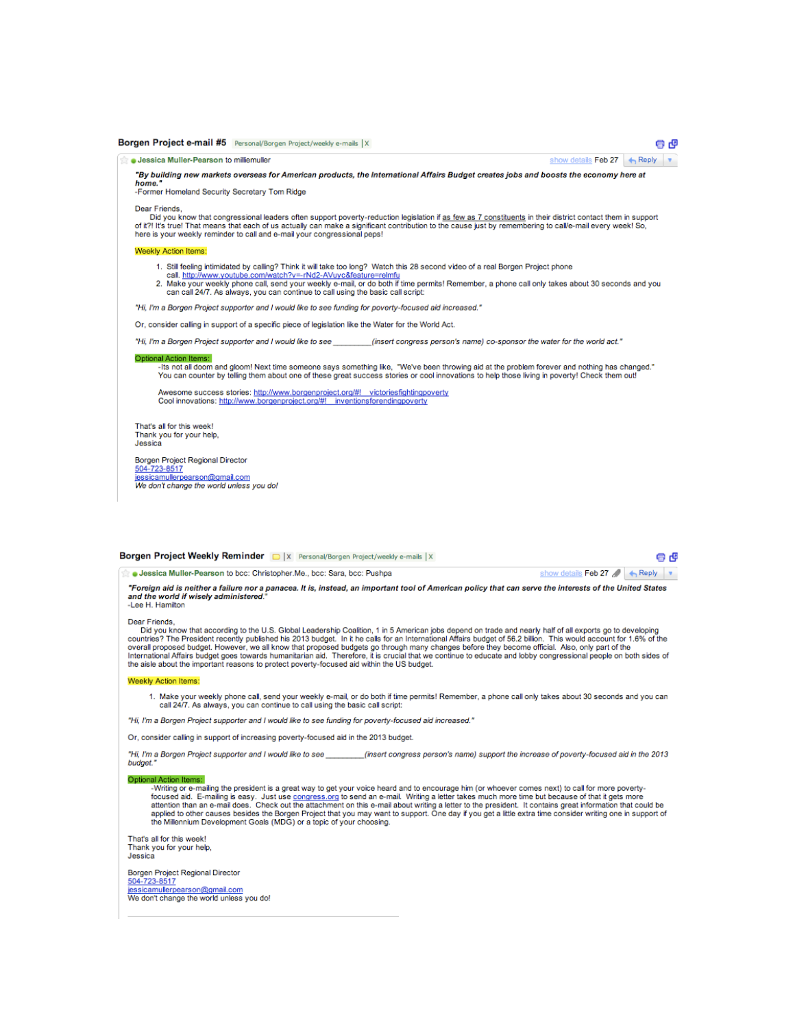## Borgen Project e-mail #5

Personal/Borgen Project/weekly e-mails | X

**Jessica Muller-Pearson** to milliemuller — show details Feb 27 — Reply

***"By building new markets overseas for American products, the International Affairs Budget creates jobs and boosts the economy here at home."***
-Former Homeland Security Secretary Tom Ridge

Dear Friends,
Did you know that congressional leaders often support poverty-reduction legislation if as few as 7 constituents in their district contact them in support of it?! It's true! That means that each of us actually can make a significant contribution to the cause just by remembering to call/e-mail every week! So, here is your weekly reminder to call and e-mail your congressional peps!

Weekly Action Items:

1. Still feeling intimidated by calling? Think it will take too long? Watch this 28 second video of a real Borgen Project phone call. http://www.youtube.com/watch?v=-rNd2-AVuyc&feature=relmfu
2. Make your weekly phone call, send your weekly e-mail, or do both if time permits! Remember, a phone call only takes about 30 seconds and you can call 24/7. As always, you can continue to call using the basic call script:

*"Hi, I'm a Borgen Project supporter and I would like to see funding for poverty-focused aid increased."*

Or, consider calling in support of a specific piece of legislation like the Water for the World Act.

*"Hi, I'm a Borgen Project supporter and I would like to see ________(insert congress person's name) co-sponsor the water for the world act."*

Optional Action Items:
-Its not all doom and gloom! Next time someone says something like, "We've been throwing aid at the problem forever and nothing has changed." You can counter by telling them about one of these great success stories or cool innovations to help those living in poverty! Check them out!

Awesome success stories: http://www.borgenproject.org/#!__victoriesfightingpoverty
Cool innovations: http://www.borgenproject.org/#!__inventionsforendingpoverty

That's all for this week!
Thank you for your help,
Jessica

Borgen Project Regional Director
504-723-8517
jessicamullerpearson@gmail.com
*We don't change the world unless you do!*

## Borgen Project Weekly Reminder

Personal/Borgen Project/weekly e-mails | X

**Jessica Muller-Pearson** to bcc: Christopher.Me., bcc: Sara, bcc: Pushpa — show details Feb 27 — Reply

***"Foreign aid is neither a failure nor a panacea. It is, instead, an important tool of American policy that can serve the interests of the United States and the world if wisely administered."***
-Lee H. Hamilton

Dear Friends,
Did you know that according to the U.S. Global Leadership Coalition, 1 in 5 American jobs depend on trade and nearly half of all exports go to developing countries? The President recently published his 2013 budget. In it he calls for an International Affairs budget of 56.2 billion. This would account for 1.6% of the overall proposed budget. However, we all know that proposed budgets go through many changes before they become official. Also, only part of the International Affairs budget goes towards humanitarian aid. Therefore, it is crucial that we continue to educate and lobby congressional people on both sides of the aisle about the important reasons to protect poverty-focused aid within the US budget.

Weekly Action Items:

1. Make your weekly phone call, send your weekly e-mail, or do both if time permits! Remember, a phone call only takes about 30 seconds and you can call 24/7. As always, you can continue to call using the basic call script:

*"Hi, I'm a Borgen Project supporter and I would like to see funding for poverty-focused aid increased."*

Or, consider calling in support of increasing poverty-focused aid in the 2013 budget.

*"Hi, I'm a Borgen Project supporter and I would like to see _________(insert congress person's name) support the increase of poverty-focused aid in the 2013 budget."*

Optional Action Items:
-Writing or e-mailing the president is a great way to get your voice heard and to encourage him (or whoever comes next) to call for more poverty-focused aid. E-mailing is easy. Just use congress.org to send an e-mail. Writing a letter takes much more time but because of that it gets more attention than an e-mail does. Check out the attachment on this e-mail about writing a letter to the president. It contains great information that could be applied to other causes besides the Borgen Project that you may want to support. One day if you get a little extra time consider writing one in support of the Millennium Development Goals (MDG) or a topic of your choosing.

That's all for this week!
Thank you for your help,
Jessica

Borgen Project Regional Director
504-723-8517
jessicamullerpearson@gmail.com
We don't change the world unless you do!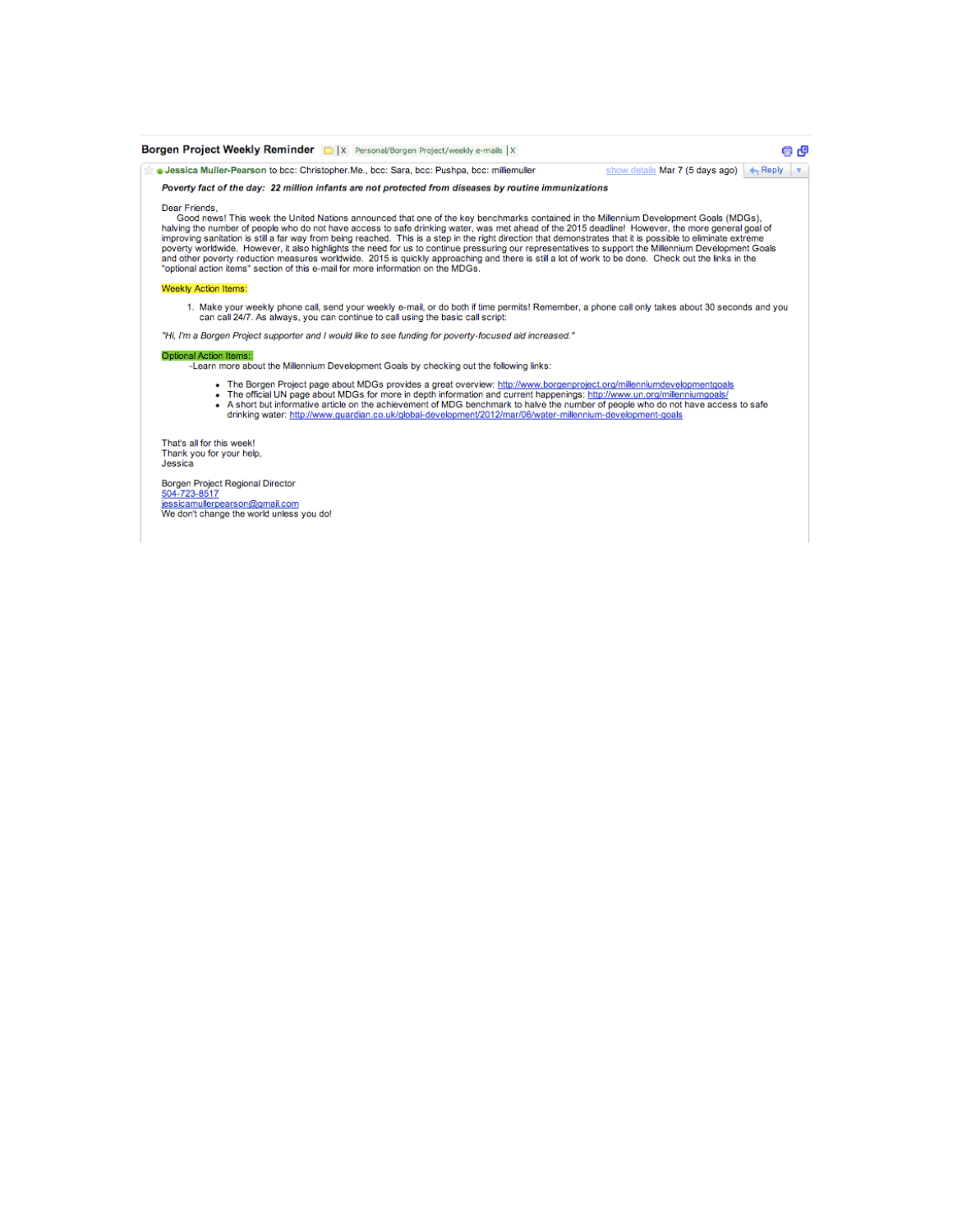**Borgen Project Weekly Reminder** | X Personal/Borgen Project/weekly e-mails | X

Jessica Muller-Pearson to bcc: Christopher.Me., bcc: Sara, bcc: Pushpa, bcc: milliemuller — show details Mar 7 (5 days ago) Reply

***Poverty fact of the day: 22 million infants are not protected from diseases by routine immunizations***

Dear Friends,

Good news! This week the United Nations announced that one of the key benchmarks contained in the Millennium Development Goals (MDGs), halving the number of people who do not have access to safe drinking water, was met ahead of the 2015 deadline! However, the more general goal of improving sanitation is still a far way from being reached. This is a step in the right direction that demonstrates that it is possible to eliminate extreme poverty worldwide. However, it also highlights the need for us to continue pressuring our representatives to support the Millennium Development Goals and other poverty reduction measures worldwide. 2015 is quickly approaching and there is still a lot of work to be done. Check out the links in the "optional action items" section of this e-mail for more information on the MDGs.

Weekly Action Items:

1. Make your weekly phone call, send your weekly e-mail, or do both if time permits! Remember, a phone call only takes about 30 seconds and you can call 24/7. As always, you can continue to call using the basic call script:

*"Hi, I'm a Borgen Project supporter and I would like to see funding for poverty-focused aid increased."*

Optional Action Items:

-Learn more about the Millennium Development Goals by checking out the following links:

- The Borgen Project page about MDGs provides a great overview: http://www.borgenproject.org/millenniumdevelopmentgoals
- The official UN page about MDGs for more in depth information and current happenings: http://www.un.org/millenniumgoals/
- A short but informative article on the achievement of MDG benchmark to halve the number of people who do not have access to safe drinking water: http://www.guardian.co.uk/global-development/2012/mar/06/water-millennium-development-goals

That's all for this week!
Thank you for your help,
Jessica

Borgen Project Regional Director
504-723-8517
jessicamullerpearson@gmail.com
We don't change the world unless you do!